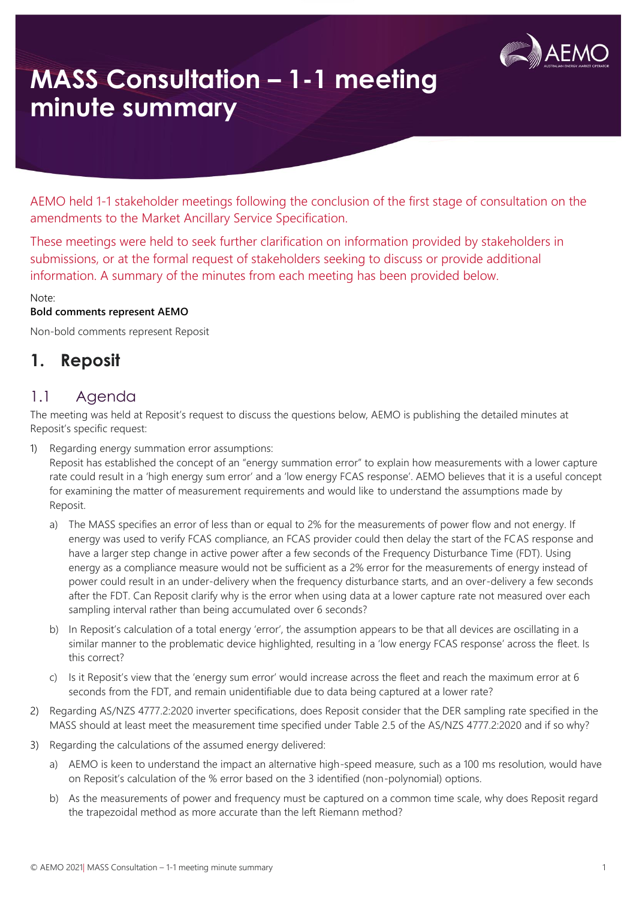# MASS Consultation – 1-1 meeting minute summary

AEMO held 1-1 stakeholder meetings following the conclusion of the first stage of consultation on the amendments to the Market Ancillary Service Specification.

These meetings were held to seek further clarification on information provided by stakeholders in submissions, or at the formal request of stakeholders seeking to discuss or provide additional information. A summary of the minutes from each meeting has been provided below.

Note:
**Bold comments represent AEMO**

Non-bold comments represent Reposit

## 1. Reposit

### 1.1 Agenda

The meeting was held at Reposit's request to discuss the questions below, AEMO is publishing the detailed minutes at Reposit's specific request:

1) Regarding energy summation error assumptions:
   Reposit has established the concept of an "energy summation error" to explain how measurements with a lower capture rate could result in a 'high energy sum error' and a 'low energy FCAS response'. AEMO believes that it is a useful concept for examining the matter of measurement requirements and would like to understand the assumptions made by Reposit.

   a) The MASS specifies an error of less than or equal to 2% for the measurements of power flow and not energy. If energy was used to verify FCAS compliance, an FCAS provider could then delay the start of the FCAS response and have a larger step change in active power after a few seconds of the Frequency Disturbance Time (FDT). Using energy as a compliance measure would not be sufficient as a 2% error for the measurements of energy instead of power could result in an under-delivery when the frequency disturbance starts, and an over-delivery a few seconds after the FDT. Can Reposit clarify why is the error when using data at a lower capture rate not measured over each sampling interval rather than being accumulated over 6 seconds?

   b) In Reposit's calculation of a total energy 'error', the assumption appears to be that all devices are oscillating in a similar manner to the problematic device highlighted, resulting in a 'low energy FCAS response' across the fleet. Is this correct?

   c) Is it Reposit's view that the 'energy sum error' would increase across the fleet and reach the maximum error at 6 seconds from the FDT, and remain unidentifiable due to data being captured at a lower rate?

2) Regarding AS/NZS 4777.2:2020 inverter specifications, does Reposit consider that the DER sampling rate specified in the MASS should at least meet the measurement time specified under Table 2.5 of the AS/NZS 4777.2:2020 and if so why?

3) Regarding the calculations of the assumed energy delivered:

   a) AEMO is keen to understand the impact an alternative high-speed measure, such as a 100 ms resolution, would have on Reposit's calculation of the % error based on the 3 identified (non-polynomial) options.

   b) As the measurements of power and frequency must be captured on a common time scale, why does Reposit regard the trapezoidal method as more accurate than the left Riemann method?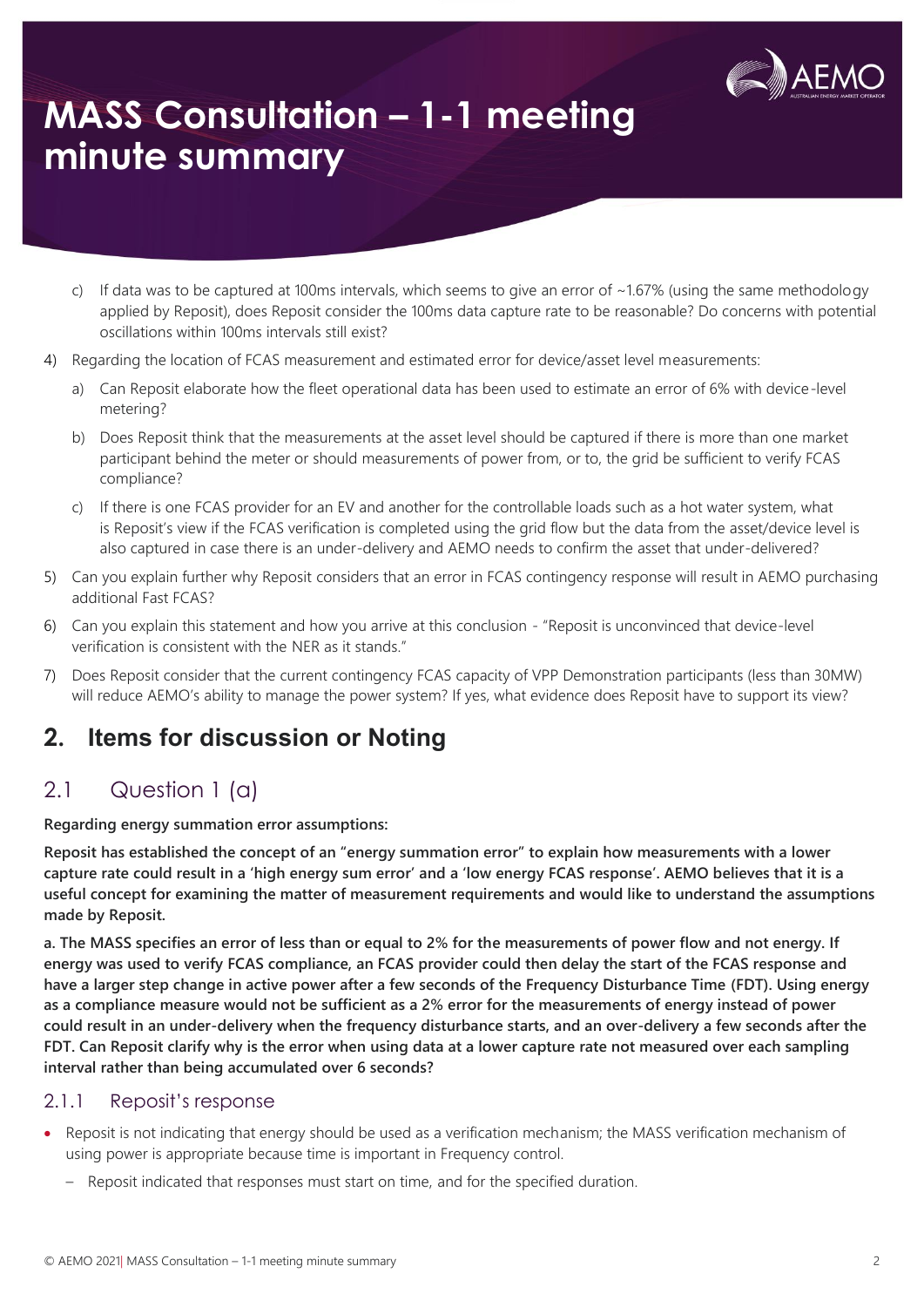c) If data was to be captured at 100ms intervals, which seems to give an error of ~1.67% (using the same methodology applied by Reposit), does Reposit consider the 100ms data capture rate to be reasonable? Do concerns with potential oscillations within 100ms intervals still exist?

4) Regarding the location of FCAS measurement and estimated error for device/asset level measurements:

   a) Can Reposit elaborate how the fleet operational data has been used to estimate an error of 6% with device-level metering?

   b) Does Reposit think that the measurements at the asset level should be captured if there is more than one market participant behind the meter or should measurements of power from, or to, the grid be sufficient to verify FCAS compliance?

   c) If there is one FCAS provider for an EV and another for the controllable loads such as a hot water system, what is Reposit's view if the FCAS verification is completed using the grid flow but the data from the asset/device level is also captured in case there is an under-delivery and AEMO needs to confirm the asset that under-delivered?

5) Can you explain further why Reposit considers that an error in FCAS contingency response will result in AEMO purchasing additional Fast FCAS?

6) Can you explain this statement and how you arrive at this conclusion - "Reposit is unconvinced that device-level verification is consistent with the NER as it stands."

7) Does Reposit consider that the current contingency FCAS capacity of VPP Demonstration participants (less than 30MW) will reduce AEMO's ability to manage the power system? If yes, what evidence does Reposit have to support its view?

## 2. Items for discussion or Noting

### 2.1 Question 1 (a)

**Regarding energy summation error assumptions:**

**Reposit has established the concept of an "energy summation error" to explain how measurements with a lower capture rate could result in a 'high energy sum error' and a 'low energy FCAS response'. AEMO believes that it is a useful concept for examining the matter of measurement requirements and would like to understand the assumptions made by Reposit.**

**a. The MASS specifies an error of less than or equal to 2% for the measurements of power flow and not energy. If energy was used to verify FCAS compliance, an FCAS provider could then delay the start of the FCAS response and have a larger step change in active power after a few seconds of the Frequency Disturbance Time (FDT). Using energy as a compliance measure would not be sufficient as a 2% error for the measurements of energy instead of power could result in an under-delivery when the frequency disturbance starts, and an over-delivery a few seconds after the FDT. Can Reposit clarify why is the error when using data at a lower capture rate not measured over each sampling interval rather than being accumulated over 6 seconds?**

#### 2.1.1 Reposit's response

- Reposit is not indicating that energy should be used as a verification mechanism; the MASS verification mechanism of using power is appropriate because time is important in Frequency control.
  - Reposit indicated that responses must start on time, and for the specified duration.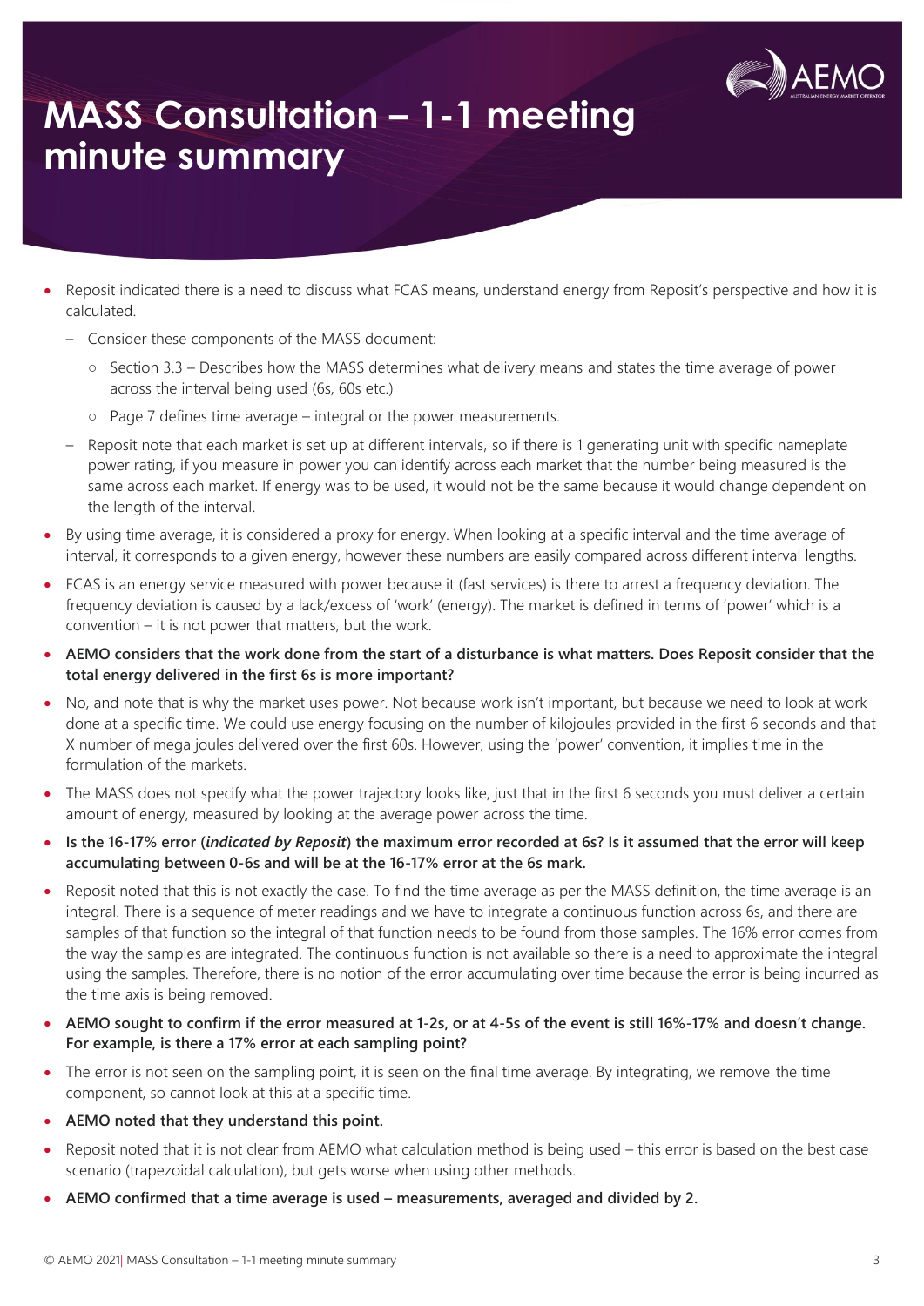# MASS Consultation – 1-1 meeting minute summary

- Reposit indicated there is a need to discuss what FCAS means, understand energy from Reposit's perspective and how it is calculated.
  - Consider these components of the MASS document:
    - Section 3.3 – Describes how the MASS determines what delivery means and states the time average of power across the interval being used (6s, 60s etc.)
    - Page 7 defines time average – integral or the power measurements.
  - Reposit note that each market is set up at different intervals, so if there is 1 generating unit with specific nameplate power rating, if you measure in power you can identify across each market that the number being measured is the same across each market. If energy was to be used, it would not be the same because it would change dependent on the length of the interval.
- By using time average, it is considered a proxy for energy. When looking at a specific interval and the time average of interval, it corresponds to a given energy, however these numbers are easily compared across different interval lengths.
- FCAS is an energy service measured with power because it (fast services) is there to arrest a frequency deviation. The frequency deviation is caused by a lack/excess of 'work' (energy). The market is defined in terms of 'power' which is a convention – it is not power that matters, but the work.
- **AEMO considers that the work done from the start of a disturbance is what matters. Does Reposit consider that the total energy delivered in the first 6s is more important?**
- No, and note that is why the market uses power. Not because work isn't important, but because we need to look at work done at a specific time. We could use energy focusing on the number of kilojoules provided in the first 6 seconds and that X number of mega joules delivered over the first 60s. However, using the 'power' convention, it implies time in the formulation of the markets.
- The MASS does not specify what the power trajectory looks like, just that in the first 6 seconds you must deliver a certain amount of energy, measured by looking at the average power across the time.
- **Is the 16-17% error (*indicated by Reposit*) the maximum error recorded at 6s? Is it assumed that the error will keep accumulating between 0-6s and will be at the 16-17% error at the 6s mark.**
- Reposit noted that this is not exactly the case. To find the time average as per the MASS definition, the time average is an integral. There is a sequence of meter readings and we have to integrate a continuous function across 6s, and there are samples of that function so the integral of that function needs to be found from those samples. The 16% error comes from the way the samples are integrated. The continuous function is not available so there is a need to approximate the integral using the samples. Therefore, there is no notion of the error accumulating over time because the error is being incurred as the time axis is being removed.
- **AEMO sought to confirm if the error measured at 1-2s, or at 4-5s of the event is still 16%-17% and doesn't change. For example, is there a 17% error at each sampling point?**
- The error is not seen on the sampling point, it is seen on the final time average. By integrating, we remove the time component, so cannot look at this at a specific time.
- **AEMO noted that they understand this point.**
- Reposit noted that it is not clear from AEMO what calculation method is being used – this error is based on the best case scenario (trapezoidal calculation), but gets worse when using other methods.
- **AEMO confirmed that a time average is used – measurements, averaged and divided by 2.**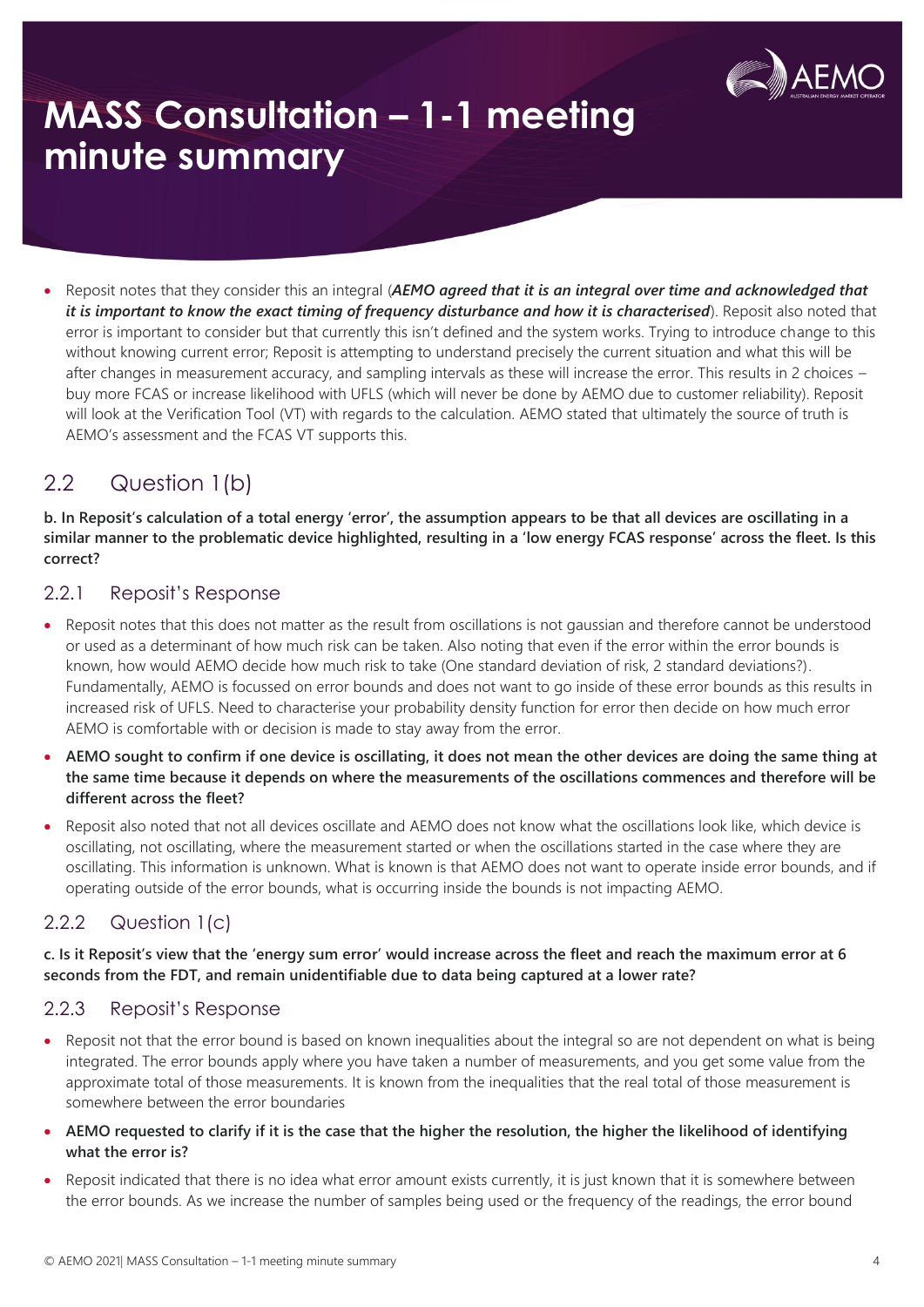- Reposit notes that they consider this an integral (***AEMO agreed that it is an integral over time and acknowledged that it is important to know the exact timing of frequency disturbance and how it is characterised***). Reposit also noted that error is important to consider but that currently this isn't defined and the system works. Trying to introduce change to this without knowing current error; Reposit is attempting to understand precisely the current situation and what this will be after changes in measurement accuracy, and sampling intervals as these will increase the error. This results in 2 choices – buy more FCAS or increase likelihood with UFLS (which will never be done by AEMO due to customer reliability). Reposit will look at the Verification Tool (VT) with regards to the calculation. AEMO stated that ultimately the source of truth is AEMO's assessment and the FCAS VT supports this.

## 2.2 Question 1(b)

**b. In Reposit's calculation of a total energy 'error', the assumption appears to be that all devices are oscillating in a similar manner to the problematic device highlighted, resulting in a 'low energy FCAS response' across the fleet. Is this correct?**

### 2.2.1 Reposit's Response

- Reposit notes that this does not matter as the result from oscillations is not gaussian and therefore cannot be understood or used as a determinant of how much risk can be taken. Also noting that even if the error within the error bounds is known, how would AEMO decide how much risk to take (One standard deviation of risk, 2 standard deviations?). Fundamentally, AEMO is focussed on error bounds and does not want to go inside of these error bounds as this results in increased risk of UFLS. Need to characterise your probability density function for error then decide on how much error AEMO is comfortable with or decision is made to stay away from the error.
- **AEMO sought to confirm if one device is oscillating, it does not mean the other devices are doing the same thing at the same time because it depends on where the measurements of the oscillations commences and therefore will be different across the fleet?**
- Reposit also noted that not all devices oscillate and AEMO does not know what the oscillations look like, which device is oscillating, not oscillating, where the measurement started or when the oscillations started in the case where they are oscillating. This information is unknown. What is known is that AEMO does not want to operate inside error bounds, and if operating outside of the error bounds, what is occurring inside the bounds is not impacting AEMO.

### 2.2.2 Question 1(c)

**c. Is it Reposit's view that the 'energy sum error' would increase across the fleet and reach the maximum error at 6 seconds from the FDT, and remain unidentifiable due to data being captured at a lower rate?**

### 2.2.3 Reposit's Response

- Reposit not that the error bound is based on known inequalities about the integral so are not dependent on what is being integrated. The error bounds apply where you have taken a number of measurements, and you get some value from the approximate total of those measurements. It is known from the inequalities that the real total of those measurement is somewhere between the error boundaries
- **AEMO requested to clarify if it is the case that the higher the resolution, the higher the likelihood of identifying what the error is?**
- Reposit indicated that there is no idea what error amount exists currently, it is just known that it is somewhere between the error bounds. As we increase the number of samples being used or the frequency of the readings, the error bound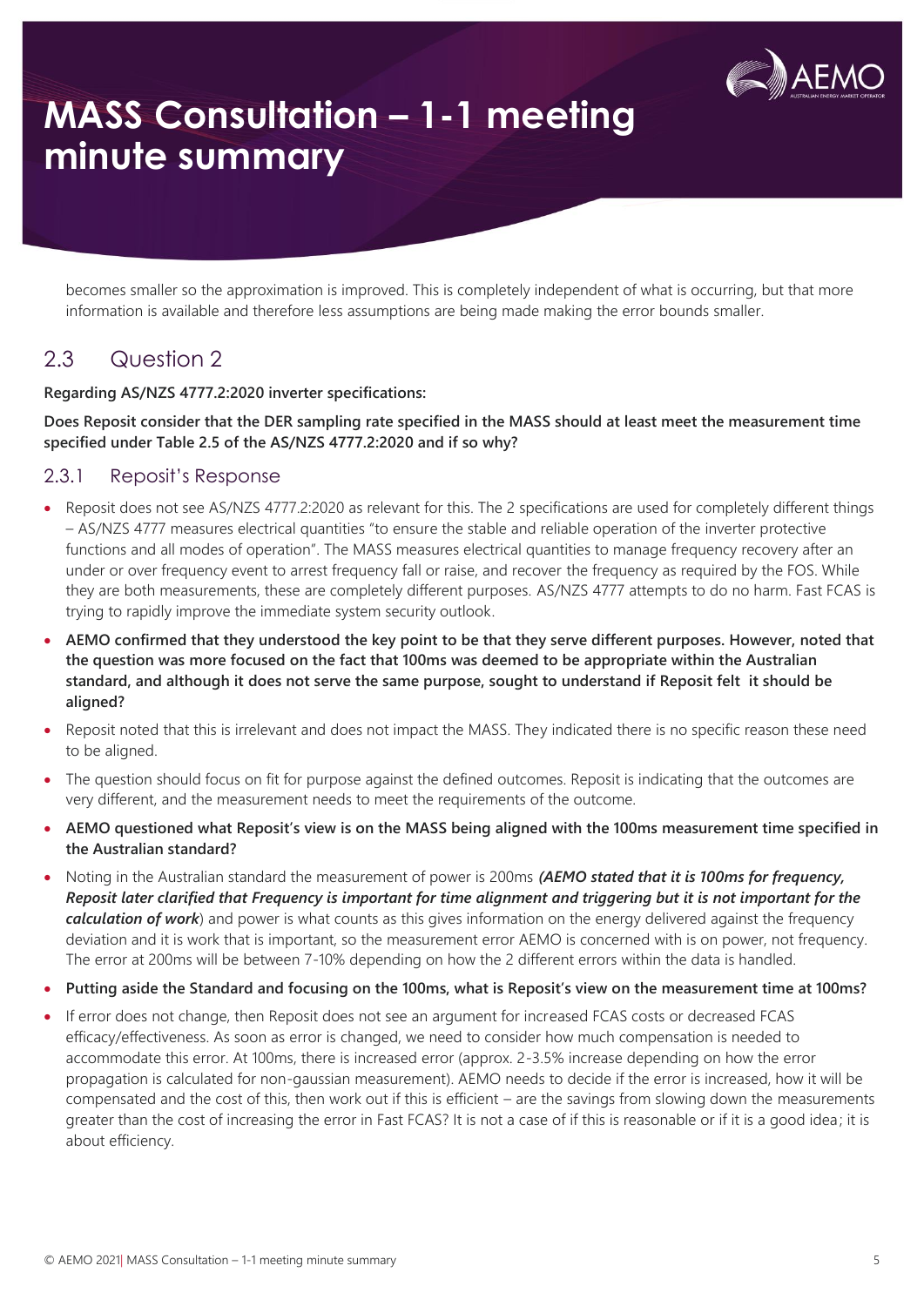becomes smaller so the approximation is improved. This is completely independent of what is occurring, but that more information is available and therefore less assumptions are being made making the error bounds smaller.

## 2.3 Question 2

**Regarding AS/NZS 4777.2:2020 inverter specifications:**

**Does Reposit consider that the DER sampling rate specified in the MASS should at least meet the measurement time specified under Table 2.5 of the AS/NZS 4777.2:2020 and if so why?**

### 2.3.1 Reposit's Response

- Reposit does not see AS/NZS 4777.2:2020 as relevant for this. The 2 specifications are used for completely different things – AS/NZS 4777 measures electrical quantities "to ensure the stable and reliable operation of the inverter protective functions and all modes of operation". The MASS measures electrical quantities to manage frequency recovery after an under or over frequency event to arrest frequency fall or raise, and recover the frequency as required by the FOS. While they are both measurements, these are completely different purposes. AS/NZS 4777 attempts to do no harm. Fast FCAS is trying to rapidly improve the immediate system security outlook.
- **AEMO confirmed that they understood the key point to be that they serve different purposes. However, noted that the question was more focused on the fact that 100ms was deemed to be appropriate within the Australian standard, and although it does not serve the same purpose, sought to understand if Reposit felt it should be aligned?**
- Reposit noted that this is irrelevant and does not impact the MASS. They indicated there is no specific reason these need to be aligned.
- The question should focus on fit for purpose against the defined outcomes. Reposit is indicating that the outcomes are very different, and the measurement needs to meet the requirements of the outcome.
- **AEMO questioned what Reposit's view is on the MASS being aligned with the 100ms measurement time specified in the Australian standard?**
- Noting in the Australian standard the measurement of power is 200ms ***(AEMO stated that it is 100ms for frequency, Reposit later clarified that Frequency is important for time alignment and triggering but it is not important for the calculation of work***) and power is what counts as this gives information on the energy delivered against the frequency deviation and it is work that is important, so the measurement error AEMO is concerned with is on power, not frequency. The error at 200ms will be between 7-10% depending on how the 2 different errors within the data is handled.
- **Putting aside the Standard and focusing on the 100ms, what is Reposit's view on the measurement time at 100ms?**
- If error does not change, then Reposit does not see an argument for increased FCAS costs or decreased FCAS efficacy/effectiveness. As soon as error is changed, we need to consider how much compensation is needed to accommodate this error. At 100ms, there is increased error (approx. 2-3.5% increase depending on how the error propagation is calculated for non-gaussian measurement). AEMO needs to decide if the error is increased, how it will be compensated and the cost of this, then work out if this is efficient – are the savings from slowing down the measurements greater than the cost of increasing the error in Fast FCAS? It is not a case of if this is reasonable or if it is a good idea; it is about efficiency.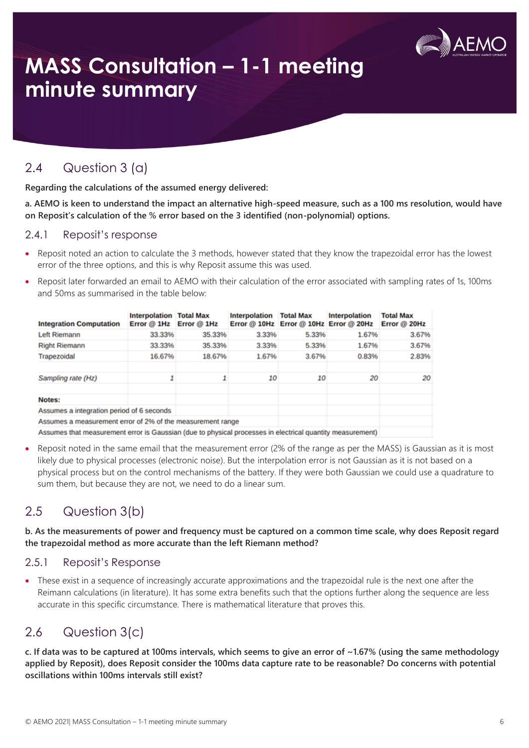# MASS Consultation – 1-1 meeting minute summary

## 2.4 Question 3 (a)

**Regarding the calculations of the assumed energy delivered:**

**a. AEMO is keen to understand the impact an alternative high-speed measure, such as a 100 ms resolution, would have on Reposit's calculation of the % error based on the 3 identified (non-polynomial) options.**

### 2.4.1 Reposit's response

- Reposit noted an action to calculate the 3 methods, however stated that they know the trapezoidal error has the lowest error of the three options, and this is why Reposit assume this was used.
- Reposit later forwarded an email to AEMO with their calculation of the error associated with sampling rates of 1s, 100ms and 50ms as summarised in the table below:

| Integration Computation | Interpolation Error @ 1Hz | Total Max Error @ 1Hz | Interpolation Error @ 10Hz | Total Max Error @ 10Hz | Interpolation Error @ 20Hz | Total Max Error @ 20Hz |
|---|---|---|---|---|---|---|
| Left Riemann | 33.33% | 35.33% | 3.33% | 5.33% | 1.67% | 3.67% |
| Right Riemann | 33.33% | 35.33% | 3.33% | 5.33% | 1.67% | 3.67% |
| Trapezoidal | 16.67% | 18.67% | 1.67% | 3.67% | 0.83% | 2.83% |
| | | | | | | |
| *Sampling rate (Hz)* | *1* | *1* | *10* | *10* | *20* | *20* |
| | | | | | | |
| **Notes:** | | | | | | |
| Assumes a integration period of 6 seconds | | | | | | |
| Assumes a measurement error of 2% of the measurement range | | | | | | |
| Assumes that measurement error is Gaussian (due to physical processes in electrical quantity measurement) | | | | | | |

- Reposit noted in the same email that the measurement error (2% of the range as per the MASS) is Gaussian as it is most likely due to physical processes (electronic noise). But the interpolation error is not Gaussian as it is not based on a physical process but on the control mechanisms of the battery. If they were both Gaussian we could use a quadrature to sum them, but because they are not, we need to do a linear sum.

## 2.5 Question 3(b)

**b. As the measurements of power and frequency must be captured on a common time scale, why does Reposit regard the trapezoidal method as more accurate than the left Riemann method?**

### 2.5.1 Reposit's Response

- These exist in a sequence of increasingly accurate approximations and the trapezoidal rule is the next one after the Reimann calculations (in literature). It has some extra benefits such that the options further along the sequence are less accurate in this specific circumstance. There is mathematical literature that proves this.

## 2.6 Question 3(c)

**c. If data was to be captured at 100ms intervals, which seems to give an error of ~1.67% (using the same methodology applied by Reposit), does Reposit consider the 100ms data capture rate to be reasonable? Do concerns with potential oscillations within 100ms intervals still exist?**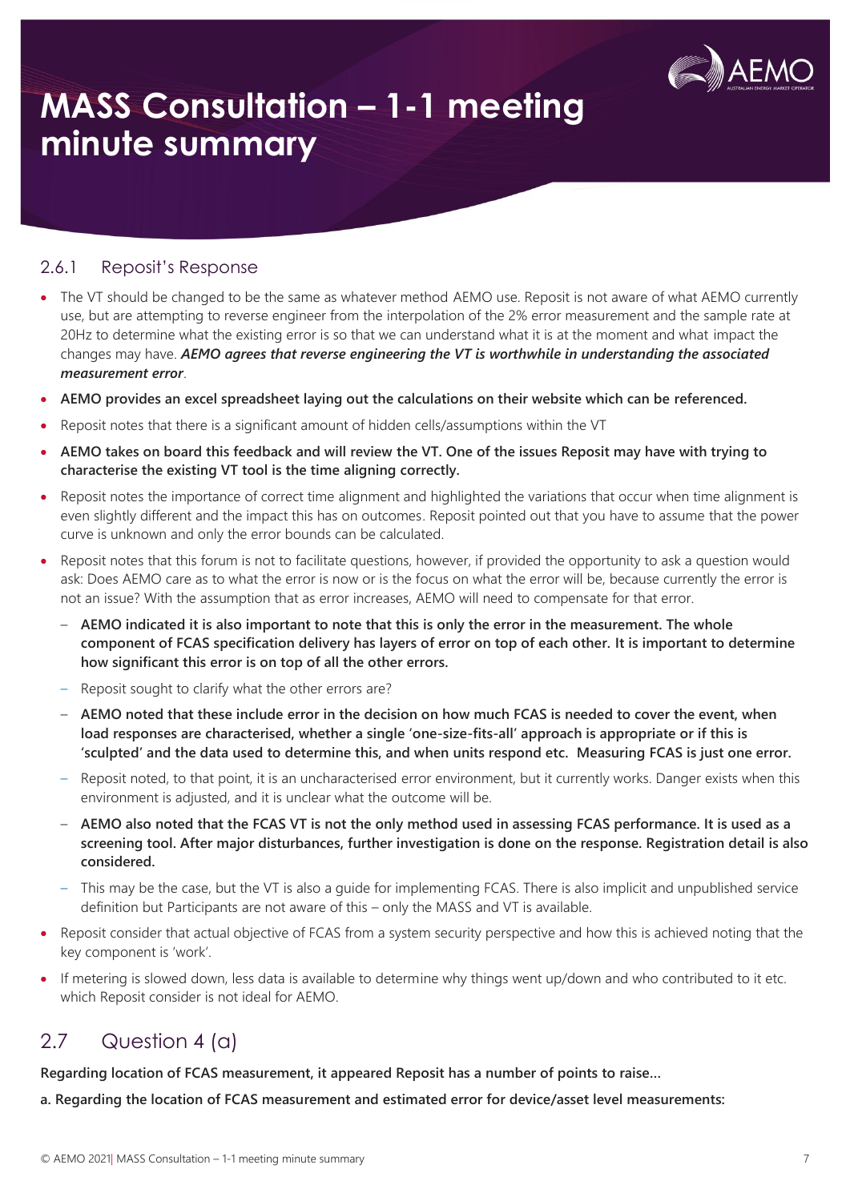### 2.6.1 Reposit's Response

- The VT should be changed to be the same as whatever method AEMO use. Reposit is not aware of what AEMO currently use, but are attempting to reverse engineer from the interpolation of the 2% error measurement and the sample rate at 20Hz to determine what the existing error is so that we can understand what it is at the moment and what impact the changes may have. ***AEMO agrees that reverse engineering the VT is worthwhile in understanding the associated measurement error***.
- **AEMO provides an excel spreadsheet laying out the calculations on their website which can be referenced.**
- Reposit notes that there is a significant amount of hidden cells/assumptions within the VT
- **AEMO takes on board this feedback and will review the VT. One of the issues Reposit may have with trying to characterise the existing VT tool is the time aligning correctly.**
- Reposit notes the importance of correct time alignment and highlighted the variations that occur when time alignment is even slightly different and the impact this has on outcomes. Reposit pointed out that you have to assume that the power curve is unknown and only the error bounds can be calculated.
- Reposit notes that this forum is not to facilitate questions, however, if provided the opportunity to ask a question would ask: Does AEMO care as to what the error is now or is the focus on what the error will be, because currently the error is not an issue? With the assumption that as error increases, AEMO will need to compensate for that error.
  - **AEMO indicated it is also important to note that this is only the error in the measurement. The whole component of FCAS specification delivery has layers of error on top of each other. It is important to determine how significant this error is on top of all the other errors.**
  - Reposit sought to clarify what the other errors are?
  - **AEMO noted that these include error in the decision on how much FCAS is needed to cover the event, when load responses are characterised, whether a single 'one-size-fits-all' approach is appropriate or if this is 'sculpted' and the data used to determine this, and when units respond etc. Measuring FCAS is just one error.**
  - Reposit noted, to that point, it is an uncharacterised error environment, but it currently works. Danger exists when this environment is adjusted, and it is unclear what the outcome will be.
  - **AEMO also noted that the FCAS VT is not the only method used in assessing FCAS performance. It is used as a screening tool. After major disturbances, further investigation is done on the response. Registration detail is also considered.**
  - This may be the case, but the VT is also a guide for implementing FCAS. There is also implicit and unpublished service definition but Participants are not aware of this – only the MASS and VT is available.
- Reposit consider that actual objective of FCAS from a system security perspective and how this is achieved noting that the key component is 'work'.
- If metering is slowed down, less data is available to determine why things went up/down and who contributed to it etc. which Reposit consider is not ideal for AEMO.

## 2.7 Question 4 (a)

**Regarding location of FCAS measurement, it appeared Reposit has a number of points to raise…**

**a. Regarding the location of FCAS measurement and estimated error for device/asset level measurements:**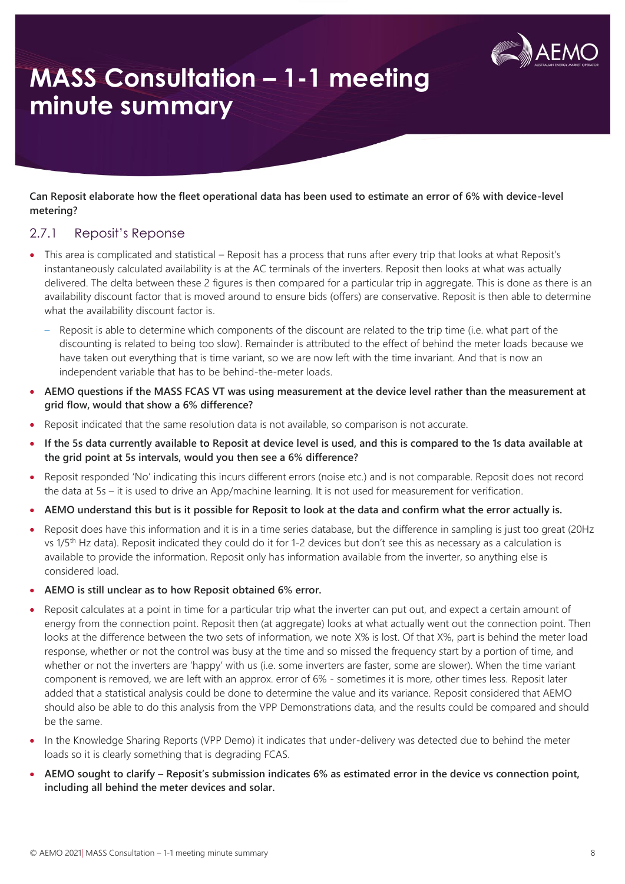# MASS Consultation – 1-1 meeting minute summary

**Can Reposit elaborate how the fleet operational data has been used to estimate an error of 6% with device-level metering?**

### 2.7.1 Reposit's Reponse

- This area is complicated and statistical – Reposit has a process that runs after every trip that looks at what Reposit's instantaneously calculated availability is at the AC terminals of the inverters. Reposit then looks at what was actually delivered. The delta between these 2 figures is then compared for a particular trip in aggregate. This is done as there is an availability discount factor that is moved around to ensure bids (offers) are conservative. Reposit is then able to determine what the availability discount factor is.
  - Reposit is able to determine which components of the discount are related to the trip time (i.e. what part of the discounting is related to being too slow). Remainder is attributed to the effect of behind the meter loads because we have taken out everything that is time variant, so we are now left with the time invariant. And that is now an independent variable that has to be behind-the-meter loads.
- **AEMO questions if the MASS FCAS VT was using measurement at the device level rather than the measurement at grid flow, would that show a 6% difference?**
- Reposit indicated that the same resolution data is not available, so comparison is not accurate.
- **If the 5s data currently available to Reposit at device level is used, and this is compared to the 1s data available at the grid point at 5s intervals, would you then see a 6% difference?**
- Reposit responded 'No' indicating this incurs different errors (noise etc.) and is not comparable. Reposit does not record the data at 5s – it is used to drive an App/machine learning. It is not used for measurement for verification.
- **AEMO understand this but is it possible for Reposit to look at the data and confirm what the error actually is.**
- Reposit does have this information and it is in a time series database, but the difference in sampling is just too great (20Hz vs 1/5th Hz data). Reposit indicated they could do it for 1-2 devices but don't see this as necessary as a calculation is available to provide the information. Reposit only has information available from the inverter, so anything else is considered load.
- **AEMO is still unclear as to how Reposit obtained 6% error.**
- Reposit calculates at a point in time for a particular trip what the inverter can put out, and expect a certain amount of energy from the connection point. Reposit then (at aggregate) looks at what actually went out the connection point. Then looks at the difference between the two sets of information, we note X% is lost. Of that X%, part is behind the meter load response, whether or not the control was busy at the time and so missed the frequency start by a portion of time, and whether or not the inverters are 'happy' with us (i.e. some inverters are faster, some are slower). When the time variant component is removed, we are left with an approx. error of 6% - sometimes it is more, other times less. Reposit later added that a statistical analysis could be done to determine the value and its variance. Reposit considered that AEMO should also be able to do this analysis from the VPP Demonstrations data, and the results could be compared and should be the same.
- In the Knowledge Sharing Reports (VPP Demo) it indicates that under-delivery was detected due to behind the meter loads so it is clearly something that is degrading FCAS.
- **AEMO sought to clarify – Reposit's submission indicates 6% as estimated error in the device vs connection point, including all behind the meter devices and solar.**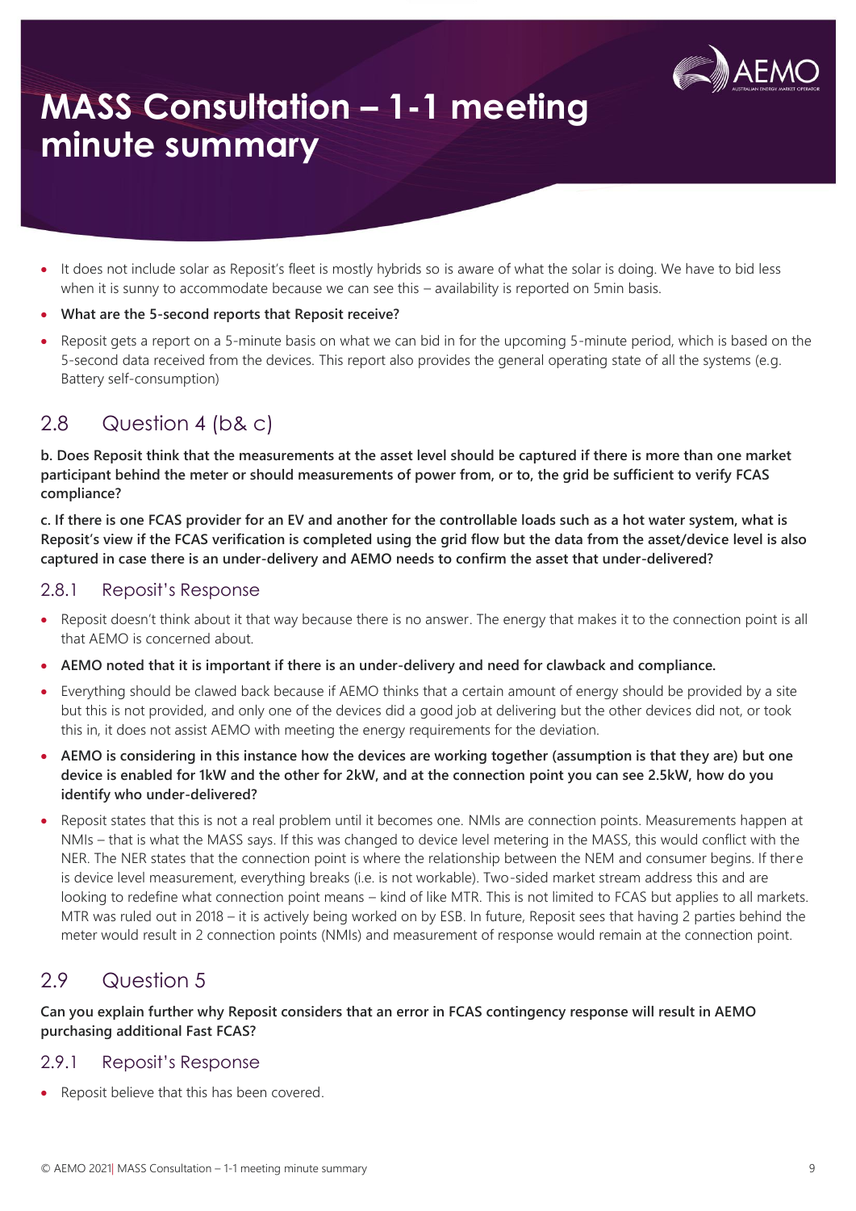# MASS Consultation – 1-1 meeting minute summary

- It does not include solar as Reposit's fleet is mostly hybrids so is aware of what the solar is doing. We have to bid less when it is sunny to accommodate because we can see this – availability is reported on 5min basis.
- **What are the 5-second reports that Reposit receive?**
- Reposit gets a report on a 5-minute basis on what we can bid in for the upcoming 5-minute period, which is based on the 5-second data received from the devices. This report also provides the general operating state of all the systems (e.g. Battery self-consumption)

## 2.8 Question 4 (b& c)

**b. Does Reposit think that the measurements at the asset level should be captured if there is more than one market participant behind the meter or should measurements of power from, or to, the grid be sufficient to verify FCAS compliance?**

**c. If there is one FCAS provider for an EV and another for the controllable loads such as a hot water system, what is Reposit's view if the FCAS verification is completed using the grid flow but the data from the asset/device level is also captured in case there is an under-delivery and AEMO needs to confirm the asset that under-delivered?**

### 2.8.1 Reposit's Response

- Reposit doesn't think about it that way because there is no answer. The energy that makes it to the connection point is all that AEMO is concerned about.
- **AEMO noted that it is important if there is an under-delivery and need for clawback and compliance.**
- Everything should be clawed back because if AEMO thinks that a certain amount of energy should be provided by a site but this is not provided, and only one of the devices did a good job at delivering but the other devices did not, or took this in, it does not assist AEMO with meeting the energy requirements for the deviation.
- **AEMO is considering in this instance how the devices are working together (assumption is that they are) but one device is enabled for 1kW and the other for 2kW, and at the connection point you can see 2.5kW, how do you identify who under-delivered?**
- Reposit states that this is not a real problem until it becomes one. NMIs are connection points. Measurements happen at NMIs – that is what the MASS says. If this was changed to device level metering in the MASS, this would conflict with the NER. The NER states that the connection point is where the relationship between the NEM and consumer begins. If there is device level measurement, everything breaks (i.e. is not workable). Two-sided market stream address this and are looking to redefine what connection point means – kind of like MTR. This is not limited to FCAS but applies to all markets. MTR was ruled out in 2018 – it is actively being worked on by ESB. In future, Reposit sees that having 2 parties behind the meter would result in 2 connection points (NMIs) and measurement of response would remain at the connection point.

## 2.9 Question 5

**Can you explain further why Reposit considers that an error in FCAS contingency response will result in AEMO purchasing additional Fast FCAS?**

### 2.9.1 Reposit's Response

- Reposit believe that this has been covered.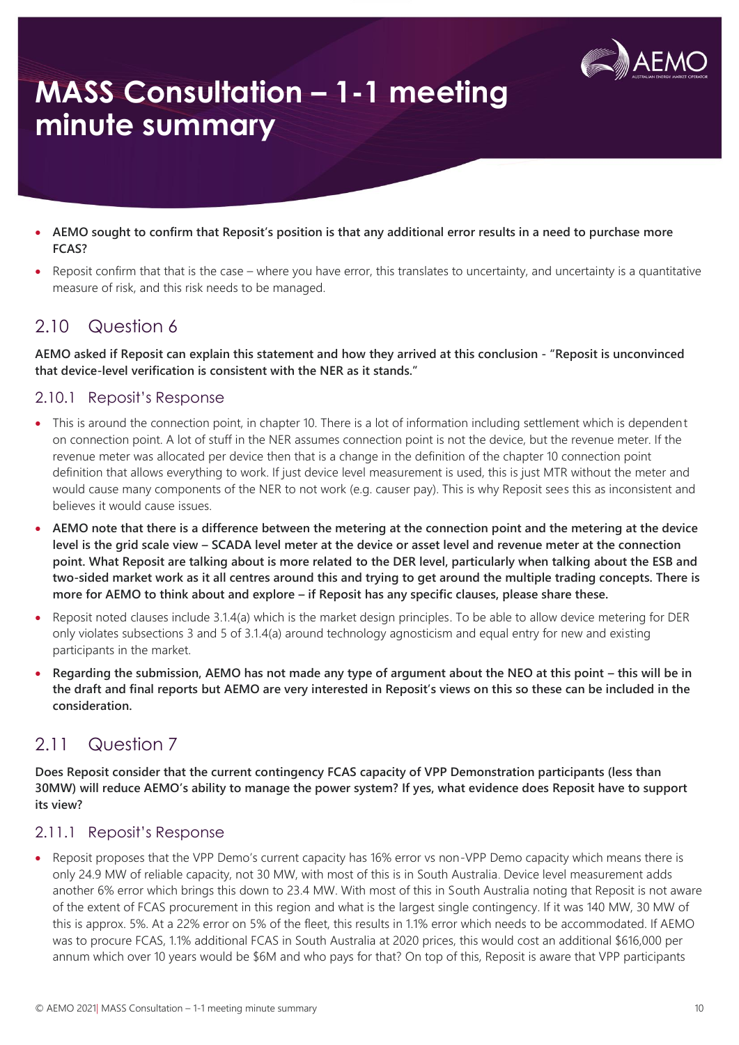- **AEMO sought to confirm that Reposit's position is that any additional error results in a need to purchase more FCAS?**
- Reposit confirm that that is the case – where you have error, this translates to uncertainty, and uncertainty is a quantitative measure of risk, and this risk needs to be managed.

## 2.10 Question 6

**AEMO asked if Reposit can explain this statement and how they arrived at this conclusion - "Reposit is unconvinced that device-level verification is consistent with the NER as it stands."**

### 2.10.1 Reposit's Response

- This is around the connection point, in chapter 10. There is a lot of information including settlement which is dependent on connection point. A lot of stuff in the NER assumes connection point is not the device, but the revenue meter. If the revenue meter was allocated per device then that is a change in the definition of the chapter 10 connection point definition that allows everything to work. If just device level measurement is used, this is just MTR without the meter and would cause many components of the NER to not work (e.g. causer pay). This is why Reposit sees this as inconsistent and believes it would cause issues.
- **AEMO note that there is a difference between the metering at the connection point and the metering at the device level is the grid scale view – SCADA level meter at the device or asset level and revenue meter at the connection point. What Reposit are talking about is more related to the DER level, particularly when talking about the ESB and two-sided market work as it all centres around this and trying to get around the multiple trading concepts. There is more for AEMO to think about and explore – if Reposit has any specific clauses, please share these.**
- Reposit noted clauses include 3.1.4(a) which is the market design principles. To be able to allow device metering for DER only violates subsections 3 and 5 of 3.1.4(a) around technology agnosticism and equal entry for new and existing participants in the market.
- **Regarding the submission, AEMO has not made any type of argument about the NEO at this point – this will be in the draft and final reports but AEMO are very interested in Reposit's views on this so these can be included in the consideration.**

## 2.11 Question 7

**Does Reposit consider that the current contingency FCAS capacity of VPP Demonstration participants (less than 30MW) will reduce AEMO's ability to manage the power system? If yes, what evidence does Reposit have to support its view?**

### 2.11.1 Reposit's Response

- Reposit proposes that the VPP Demo's current capacity has 16% error vs non-VPP Demo capacity which means there is only 24.9 MW of reliable capacity, not 30 MW, with most of this is in South Australia. Device level measurement adds another 6% error which brings this down to 23.4 MW. With most of this in South Australia noting that Reposit is not aware of the extent of FCAS procurement in this region and what is the largest single contingency. If it was 140 MW, 30 MW of this is approx. 5%. At a 22% error on 5% of the fleet, this results in 1.1% error which needs to be accommodated. If AEMO was to procure FCAS, 1.1% additional FCAS in South Australia at 2020 prices, this would cost an additional $616,000 per annum which over 10 years would be $6M and who pays for that? On top of this, Reposit is aware that VPP participants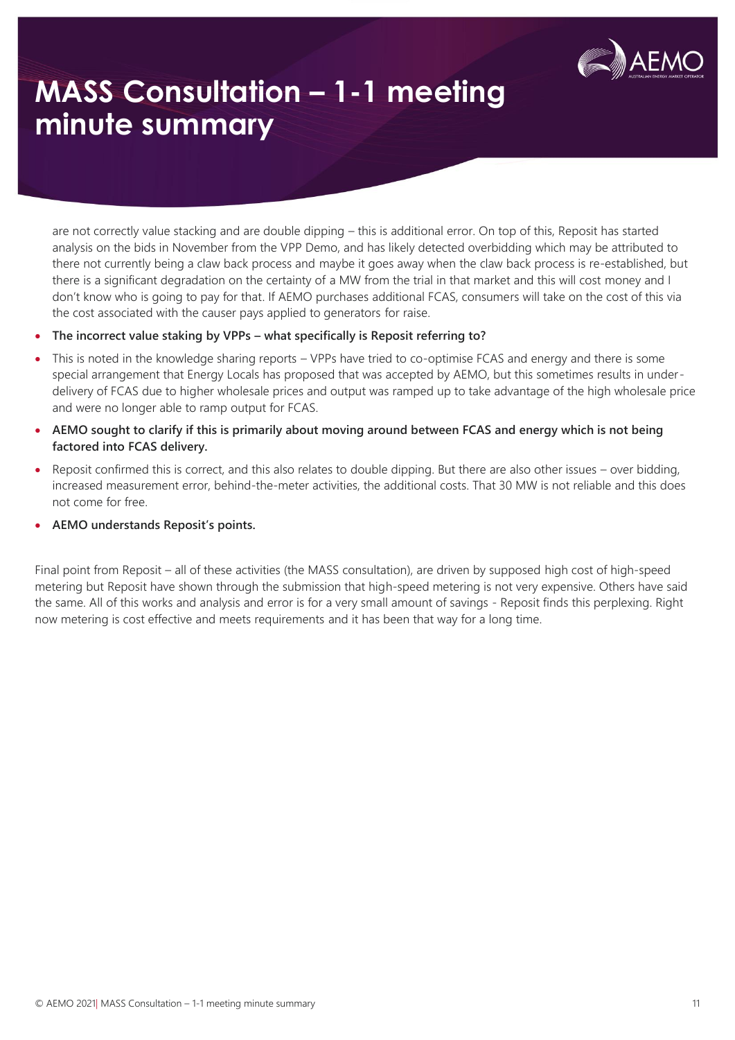are not correctly value stacking and are double dipping – this is additional error. On top of this, Reposit has started analysis on the bids in November from the VPP Demo, and has likely detected overbidding which may be attributed to there not currently being a claw back process and maybe it goes away when the claw back process is re-established, but there is a significant degradation on the certainty of a MW from the trial in that market and this will cost money and I don't know who is going to pay for that. If AEMO purchases additional FCAS, consumers will take on the cost of this via the cost associated with the causer pays applied to generators for raise.

- **The incorrect value staking by VPPs – what specifically is Reposit referring to?**
- This is noted in the knowledge sharing reports – VPPs have tried to co-optimise FCAS and energy and there is some special arrangement that Energy Locals has proposed that was accepted by AEMO, but this sometimes results in under-delivery of FCAS due to higher wholesale prices and output was ramped up to take advantage of the high wholesale price and were no longer able to ramp output for FCAS.
- **AEMO sought to clarify if this is primarily about moving around between FCAS and energy which is not being factored into FCAS delivery.**
- Reposit confirmed this is correct, and this also relates to double dipping. But there are also other issues – over bidding, increased measurement error, behind-the-meter activities, the additional costs. That 30 MW is not reliable and this does not come for free.
- **AEMO understands Reposit's points.**

Final point from Reposit – all of these activities (the MASS consultation), are driven by supposed high cost of high-speed metering but Reposit have shown through the submission that high-speed metering is not very expensive. Others have said the same. All of this works and analysis and error is for a very small amount of savings - Reposit finds this perplexing. Right now metering is cost effective and meets requirements and it has been that way for a long time.